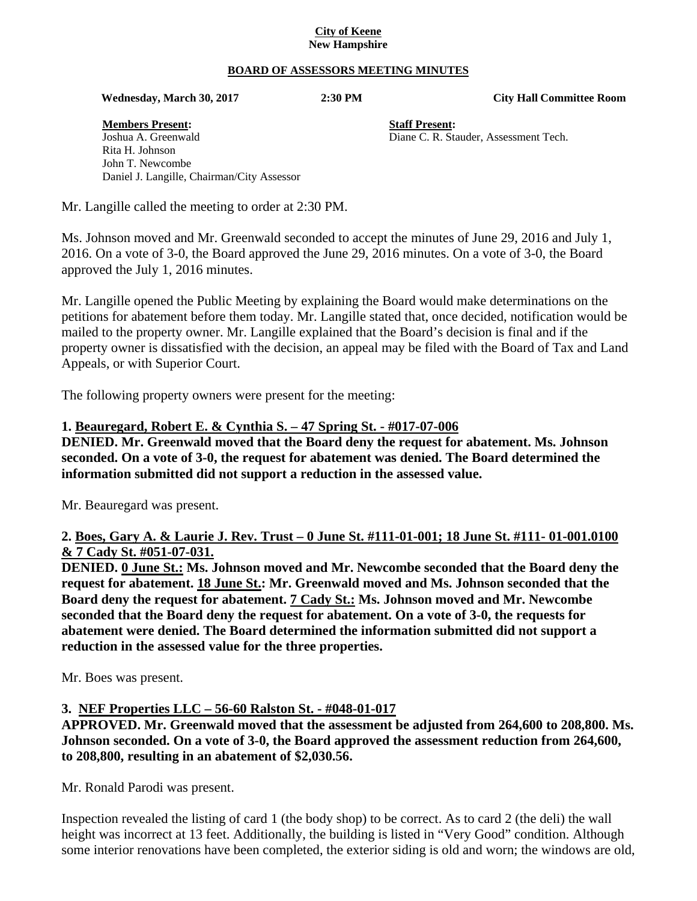**City of Keene**
**New Hampshire**

**BOARD OF ASSESSORS MEETING MINUTES**

**Wednesday, March 30, 2017** **2:30 PM** **City Hall Committee Room**

**Members Present:**
Joshua A. Greenwald
Rita H. Johnson
John T. Newcombe
Daniel J. Langille, Chairman/City Assessor

**Staff Present:**
Diane C. R. Stauder, Assessment Tech.

Mr. Langille called the meeting to order at 2:30 PM.

Ms. Johnson moved and Mr. Greenwald seconded to accept the minutes of June 29, 2016 and July 1, 2016. On a vote of 3-0, the Board approved the June 29, 2016 minutes. On a vote of 3-0, the Board approved the July 1, 2016 minutes.

Mr. Langille opened the Public Meeting by explaining the Board would make determinations on the petitions for abatement before them today. Mr. Langille stated that, once decided, notification would be mailed to the property owner. Mr. Langille explained that the Board's decision is final and if the property owner is dissatisfied with the decision, an appeal may be filed with the Board of Tax and Land Appeals, or with Superior Court.

The following property owners were present for the meeting:

**1. Beauregard, Robert E. & Cynthia S. – 47 Spring St. - #017-07-006**
**DENIED. Mr. Greenwald moved that the Board deny the request for abatement. Ms. Johnson seconded. On a vote of 3-0, the request for abatement was denied. The Board determined the information submitted did not support a reduction in the assessed value.**

Mr. Beauregard was present.

**2. Boes, Gary A. & Laurie J. Rev. Trust – 0 June St. #111-01-001; 18 June St. #111- 01-001.0100 & 7 Cady St. #051-07-031.**
**DENIED. 0 June St.: Ms. Johnson moved and Mr. Newcombe seconded that the Board deny the request for abatement. 18 June St.: Mr. Greenwald moved and Ms. Johnson seconded that the Board deny the request for abatement. 7 Cady St.: Ms. Johnson moved and Mr. Newcombe seconded that the Board deny the request for abatement. On a vote of 3-0, the requests for abatement were denied. The Board determined the information submitted did not support a reduction in the assessed value for the three properties.**

Mr. Boes was present.

**3. NEF Properties LLC – 56-60 Ralston St. - #048-01-017**
**APPROVED. Mr. Greenwald moved that the assessment be adjusted from 264,600 to 208,800. Ms. Johnson seconded. On a vote of 3-0, the Board approved the assessment reduction from 264,600, to 208,800, resulting in an abatement of $2,030.56.**

Mr. Ronald Parodi was present.

Inspection revealed the listing of card 1 (the body shop) to be correct. As to card 2 (the deli) the wall height was incorrect at 13 feet. Additionally, the building is listed in "Very Good" condition. Although some interior renovations have been completed, the exterior siding is old and worn; the windows are old,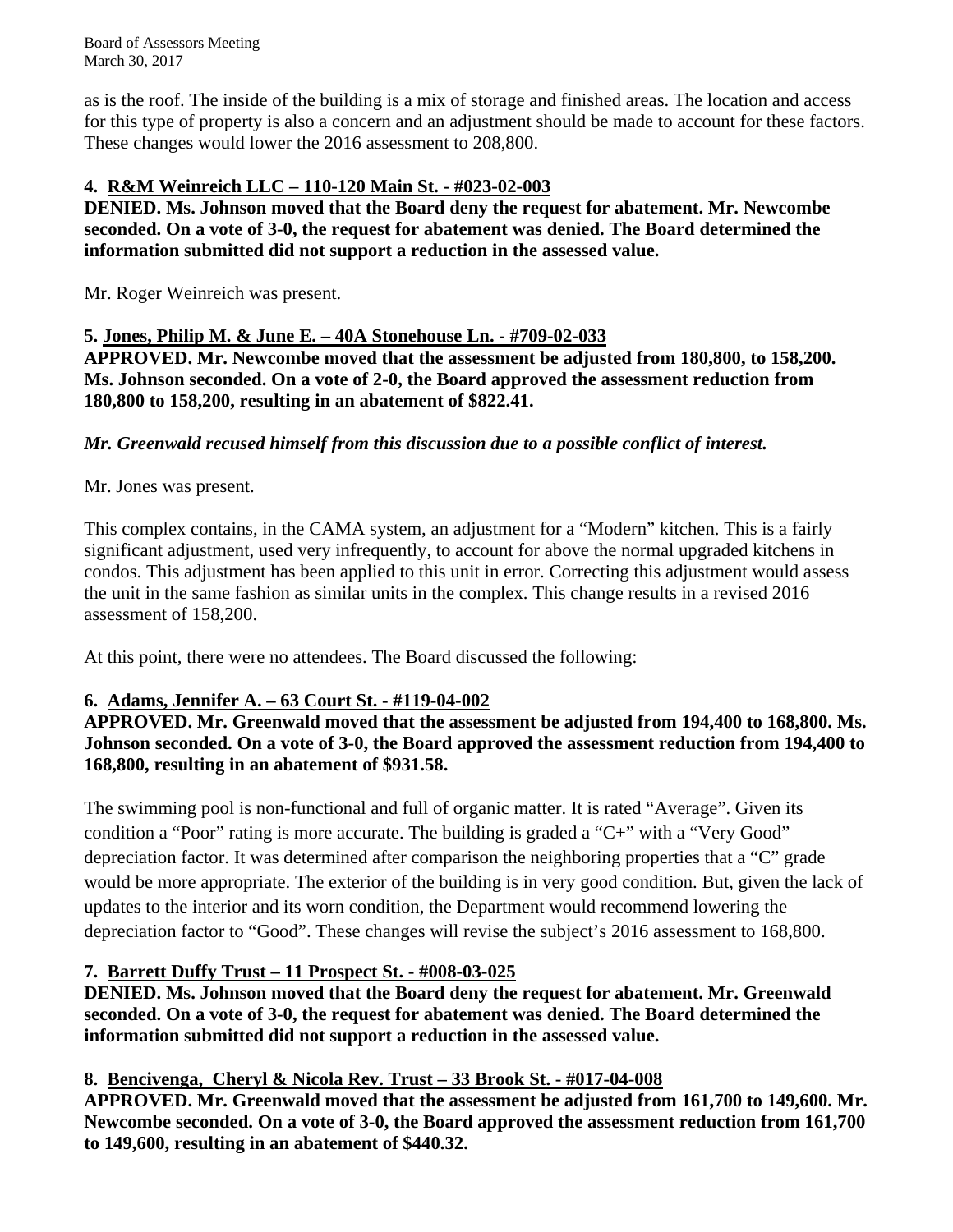as is the roof. The inside of the building is a mix of storage and finished areas. The location and access for this type of property is also a concern and an adjustment should be made to account for these factors. These changes would lower the 2016 assessment to 208,800.

**4. <u>R&M Weinreich LLC – 110-120 Main St. - #023-02-003</u>**

**DENIED. Ms. Johnson moved that the Board deny the request for abatement. Mr. Newcombe seconded. On a vote of 3-0, the request for abatement was denied. The Board determined the information submitted did not support a reduction in the assessed value.**

Mr. Roger Weinreich was present.

**5. <u>Jones, Philip M. & June E. – 40A Stonehouse Ln. - #709-02-033</u>**

**APPROVED. Mr. Newcombe moved that the assessment be adjusted from 180,800, to 158,200. Ms. Johnson seconded. On a vote of 2-0, the Board approved the assessment reduction from 180,800 to 158,200, resulting in an abatement of $822.41.**

***Mr. Greenwald recused himself from this discussion due to a possible conflict of interest.***

Mr. Jones was present.

This complex contains, in the CAMA system, an adjustment for a "Modern" kitchen. This is a fairly significant adjustment, used very infrequently, to account for above the normal upgraded kitchens in condos. This adjustment has been applied to this unit in error. Correcting this adjustment would assess the unit in the same fashion as similar units in the complex. This change results in a revised 2016 assessment of 158,200.

At this point, there were no attendees. The Board discussed the following:

**6. <u>Adams, Jennifer A. – 63 Court St. - #119-04-002</u>**

**APPROVED. Mr. Greenwald moved that the assessment be adjusted from 194,400 to 168,800. Ms. Johnson seconded. On a vote of 3-0, the Board approved the assessment reduction from 194,400 to 168,800, resulting in an abatement of $931.58.**

The swimming pool is non-functional and full of organic matter. It is rated "Average". Given its condition a "Poor" rating is more accurate. The building is graded a "C+" with a "Very Good" depreciation factor. It was determined after comparison the neighboring properties that a "C" grade would be more appropriate. The exterior of the building is in very good condition. But, given the lack of updates to the interior and its worn condition, the Department would recommend lowering the depreciation factor to "Good". These changes will revise the subject's 2016 assessment to 168,800.

**7. <u>Barrett Duffy Trust – 11 Prospect St. - #008-03-025</u>**

**DENIED. Ms. Johnson moved that the Board deny the request for abatement. Mr. Greenwald seconded. On a vote of 3-0, the request for abatement was denied. The Board determined the information submitted did not support a reduction in the assessed value.**

**8. <u>Bencivenga, Cheryl & Nicola Rev. Trust – 33 Brook St. - #017-04-008</u>**

**APPROVED. Mr. Greenwald moved that the assessment be adjusted from 161,700 to 149,600. Mr. Newcombe seconded. On a vote of 3-0, the Board approved the assessment reduction from 161,700 to 149,600, resulting in an abatement of $440.32.**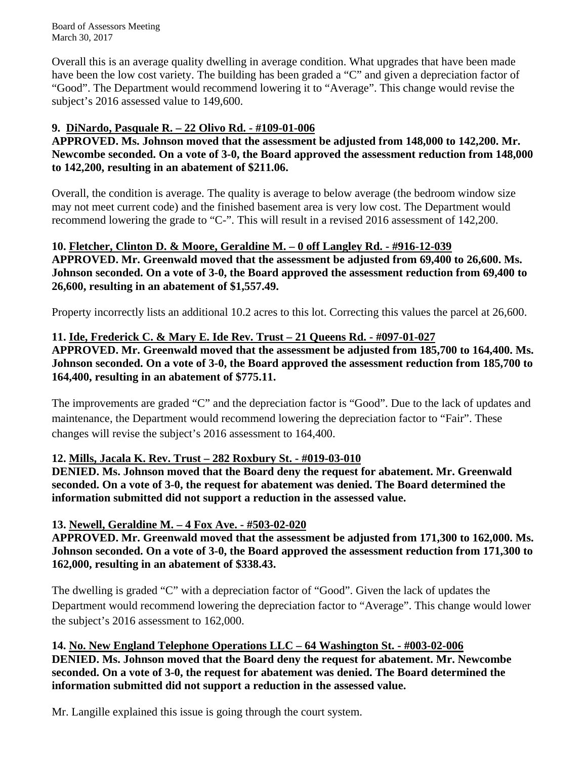Overall this is an average quality dwelling in average condition. What upgrades that have been made have been the low cost variety. The building has been graded a "C" and given a depreciation factor of "Good". The Department would recommend lowering it to "Average". This change would revise the subject's 2016 assessed value to 149,600.

**9. DiNardo, Pasquale R. – 22 Olivo Rd. - #109-01-006**

**APPROVED. Ms. Johnson moved that the assessment be adjusted from 148,000 to 142,200. Mr. Newcombe seconded. On a vote of 3-0, the Board approved the assessment reduction from 148,000 to 142,200, resulting in an abatement of $211.06.**

Overall, the condition is average. The quality is average to below average (the bedroom window size may not meet current code) and the finished basement area is very low cost. The Department would recommend lowering the grade to "C-". This will result in a revised 2016 assessment of 142,200.

**10. Fletcher, Clinton D. & Moore, Geraldine M. – 0 off Langley Rd. - #916-12-039**

**APPROVED. Mr. Greenwald moved that the assessment be adjusted from 69,400 to 26,600. Ms. Johnson seconded. On a vote of 3-0, the Board approved the assessment reduction from 69,400 to 26,600, resulting in an abatement of $1,557.49.**

Property incorrectly lists an additional 10.2 acres to this lot. Correcting this values the parcel at 26,600.

**11. Ide, Frederick C. & Mary E. Ide Rev. Trust – 21 Queens Rd. - #097-01-027**

**APPROVED. Mr. Greenwald moved that the assessment be adjusted from 185,700 to 164,400. Ms. Johnson seconded. On a vote of 3-0, the Board approved the assessment reduction from 185,700 to 164,400, resulting in an abatement of $775.11.**

The improvements are graded "C" and the depreciation factor is "Good". Due to the lack of updates and maintenance, the Department would recommend lowering the depreciation factor to "Fair". These changes will revise the subject's 2016 assessment to 164,400.

**12. Mills, Jacala K. Rev. Trust – 282 Roxbury St. - #019-03-010**

**DENIED. Ms. Johnson moved that the Board deny the request for abatement. Mr. Greenwald seconded. On a vote of 3-0, the request for abatement was denied. The Board determined the information submitted did not support a reduction in the assessed value.**

**13. Newell, Geraldine M. – 4 Fox Ave. - #503-02-020**

**APPROVED. Mr. Greenwald moved that the assessment be adjusted from 171,300 to 162,000. Ms. Johnson seconded. On a vote of 3-0, the Board approved the assessment reduction from 171,300 to 162,000, resulting in an abatement of $338.43.**

The dwelling is graded "C" with a depreciation factor of "Good". Given the lack of updates the Department would recommend lowering the depreciation factor to "Average". This change would lower the subject's 2016 assessment to 162,000.

**14. No. New England Telephone Operations LLC – 64 Washington St. - #003-02-006**

**DENIED. Ms. Johnson moved that the Board deny the request for abatement. Mr. Newcombe seconded. On a vote of 3-0, the request for abatement was denied. The Board determined the information submitted did not support a reduction in the assessed value.**

Mr. Langille explained this issue is going through the court system.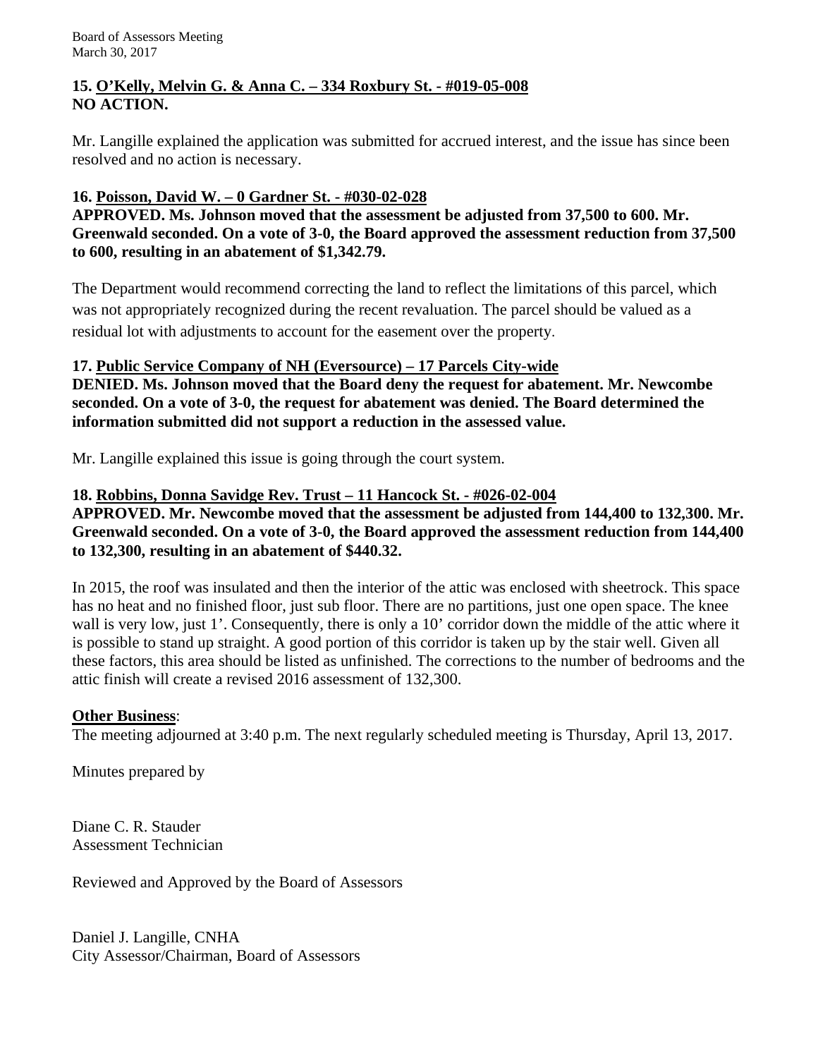**15. <u>O'Kelly, Melvin G. & Anna C. – 334 Roxbury St. - #019-05-008</u>**
**NO ACTION.**

Mr. Langille explained the application was submitted for accrued interest, and the issue has since been resolved and no action is necessary.

**16. <u>Poisson, David W. – 0 Gardner St. - #030-02-028</u>**
**APPROVED. Ms. Johnson moved that the assessment be adjusted from 37,500 to 600. Mr. Greenwald seconded. On a vote of 3-0, the Board approved the assessment reduction from 37,500 to 600, resulting in an abatement of $1,342.79.**

The Department would recommend correcting the land to reflect the limitations of this parcel, which was not appropriately recognized during the recent revaluation. The parcel should be valued as a residual lot with adjustments to account for the easement over the property.

**17. <u>Public Service Company of NH (Eversource) – 17 Parcels City-wide</u>**
**DENIED. Ms. Johnson moved that the Board deny the request for abatement. Mr. Newcombe seconded. On a vote of 3-0, the request for abatement was denied. The Board determined the information submitted did not support a reduction in the assessed value.**

Mr. Langille explained this issue is going through the court system.

**18. <u>Robbins, Donna Savidge Rev. Trust – 11 Hancock St. - #026-02-004</u>**
**APPROVED. Mr. Newcombe moved that the assessment be adjusted from 144,400 to 132,300. Mr. Greenwald seconded. On a vote of 3-0, the Board approved the assessment reduction from 144,400 to 132,300, resulting in an abatement of $440.32.**

In 2015, the roof was insulated and then the interior of the attic was enclosed with sheetrock. This space has no heat and no finished floor, just sub floor. There are no partitions, just one open space. The knee wall is very low, just 1'. Consequently, there is only a 10' corridor down the middle of the attic where it is possible to stand up straight. A good portion of this corridor is taken up by the stair well. Given all these factors, this area should be listed as unfinished. The corrections to the number of bedrooms and the attic finish will create a revised 2016 assessment of 132,300.

**<u>Other Business</u>**:
The meeting adjourned at 3:40 p.m. The next regularly scheduled meeting is Thursday, April 13, 2017.

Minutes prepared by

Diane C. R. Stauder
Assessment Technician

Reviewed and Approved by the Board of Assessors

Daniel J. Langille, CNHA
City Assessor/Chairman, Board of Assessors